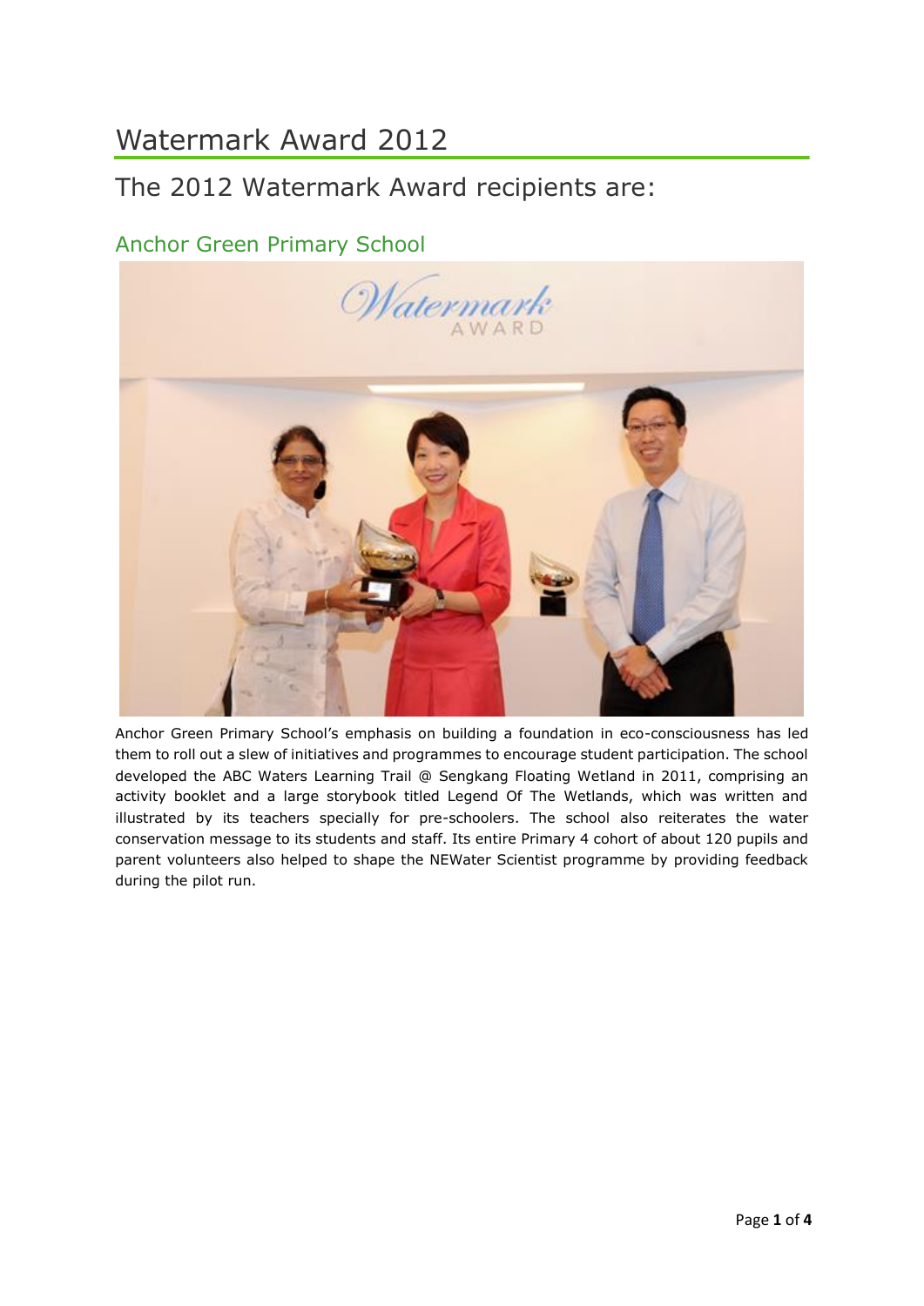# Watermark Award 2012

## The 2012 Watermark Award recipients are:

### Anchor Green Primary School

Anchor Green Primary School's emphasis on building a foundation in eco-consciousness has led them to roll out a slew of initiatives and programmes to encourage student participation. The school developed the ABC Waters Learning Trail @ Sengkang Floating Wetland in 2011, comprising an activity booklet and a large storybook titled Legend Of The Wetlands, which was written and illustrated by its teachers specially for pre-schoolers. The school also reiterates the water conservation message to its students and staff. Its entire Primary 4 cohort of about 120 pupils and parent volunteers also helped to shape the NEWater Scientist programme by providing feedback during the pilot run.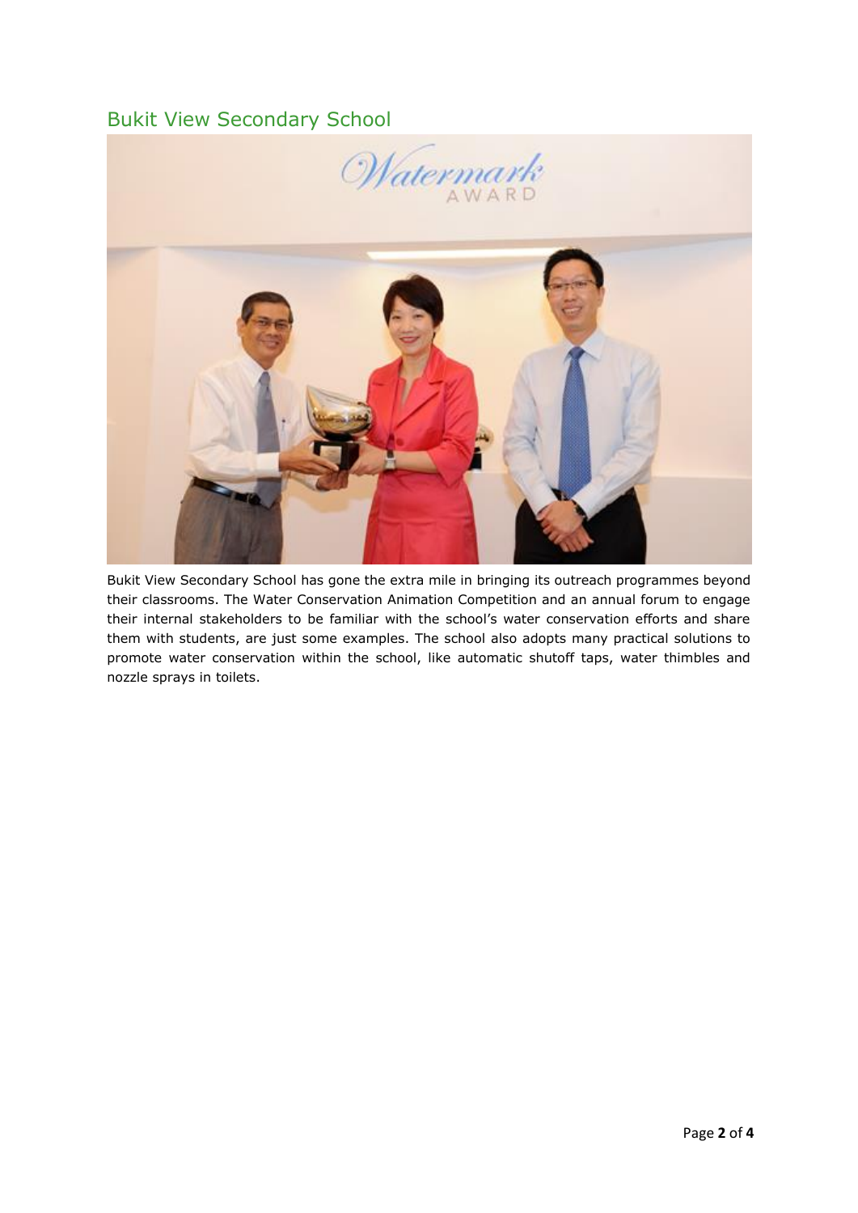## Bukit View Secondary School

Bukit View Secondary School has gone the extra mile in bringing its outreach programmes beyond their classrooms. The Water Conservation Animation Competition and an annual forum to engage their internal stakeholders to be familiar with the school's water conservation efforts and share them with students, are just some examples. The school also adopts many practical solutions to promote water conservation within the school, like automatic shutoff taps, water thimbles and nozzle sprays in toilets.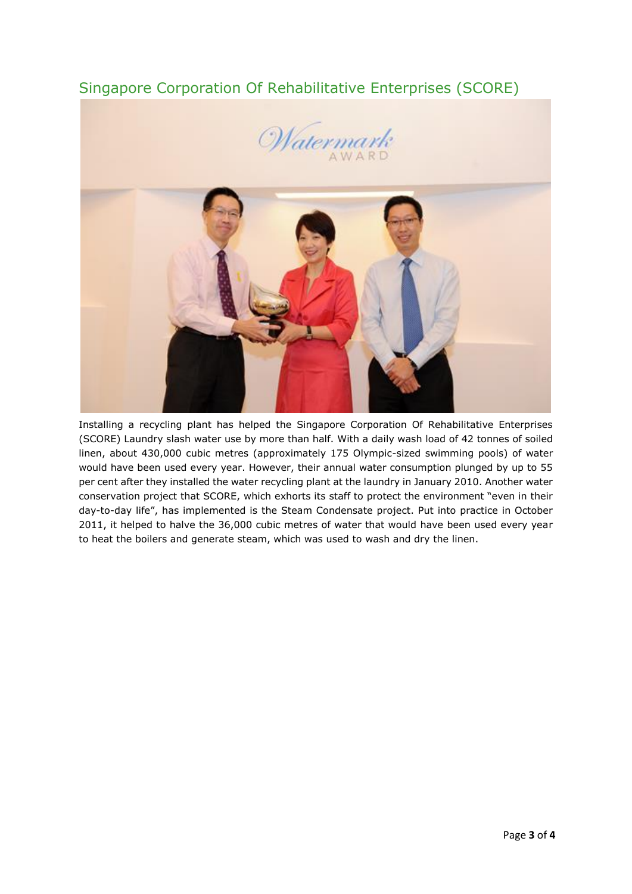## Singapore Corporation Of Rehabilitative Enterprises (SCORE)

Installing a recycling plant has helped the Singapore Corporation Of Rehabilitative Enterprises (SCORE) Laundry slash water use by more than half. With a daily wash load of 42 tonnes of soiled linen, about 430,000 cubic metres (approximately 175 Olympic-sized swimming pools) of water would have been used every year. However, their annual water consumption plunged by up to 55 per cent after they installed the water recycling plant at the laundry in January 2010. Another water conservation project that SCORE, which exhorts its staff to protect the environment "even in their day-to-day life", has implemented is the Steam Condensate project. Put into practice in October 2011, it helped to halve the 36,000 cubic metres of water that would have been used every year to heat the boilers and generate steam, which was used to wash and dry the linen.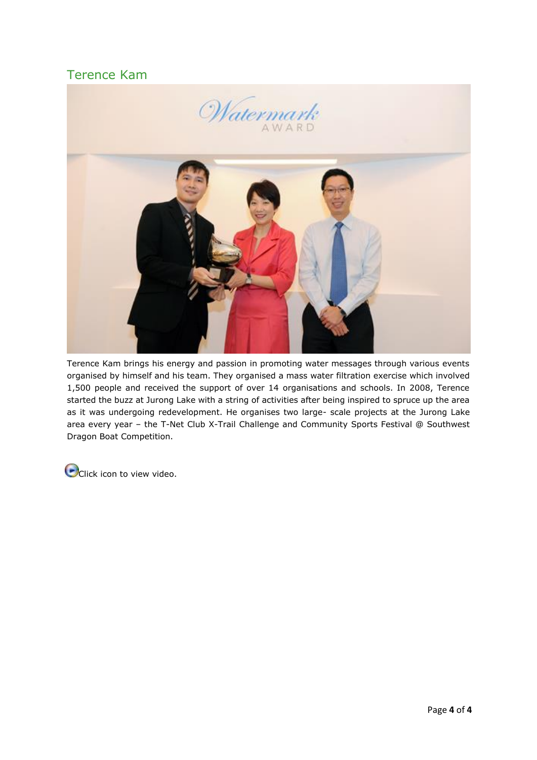## Terence Kam

Terence Kam brings his energy and passion in promoting water messages through various events organised by himself and his team. They organised a mass water filtration exercise which involved 1,500 people and received the support of over 14 organisations and schools. In 2008, Terence started the buzz at Jurong Lake with a string of activities after being inspired to spruce up the area as it was undergoing redevelopment. He organises two large- scale projects at the Jurong Lake area every year – the T-Net Club X-Trail Challenge and Community Sports Festival @ Southwest Dragon Boat Competition.

Click icon to view video.